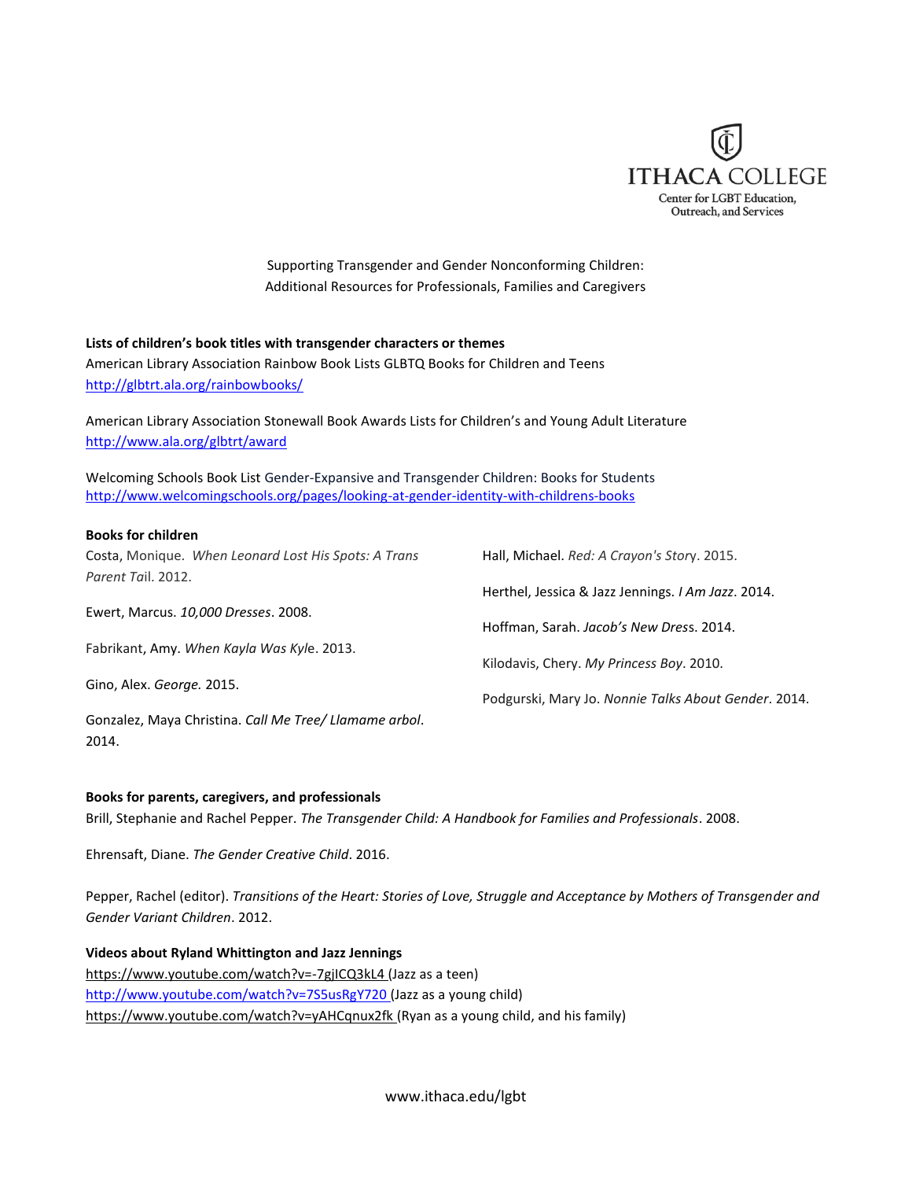ITHACA COLLEGE
Center for LGBT Education, Outreach, and Services

Supporting Transgender and Gender Nonconforming Children:
Additional Resources for Professionals, Families and Caregivers

**Lists of children's book titles with transgender characters or themes**

American Library Association Rainbow Book Lists GLBTQ Books for Children and Teens
http://glbtrt.ala.org/rainbowbooks/

American Library Association Stonewall Book Awards Lists for Children's and Young Adult Literature
http://www.ala.org/glbtrt/award

Welcoming Schools Book List Gender-Expansive and Transgender Children: Books for Students
http://www.welcomingschools.org/pages/looking-at-gender-identity-with-childrens-books

**Books for children**

Costa, Monique. *When Leonard Lost His Spots: A Trans Parent Tail*. 2012.

Ewert, Marcus. *10,000 Dresses*. 2008.

Fabrikant, Amy. *When Kayla Was Kyle*. 2013.

Gino, Alex. *George.* 2015.

Gonzalez, Maya Christina. *Call Me Tree/ Llamame arbol*. 2014.

Hall, Michael. *Red: A Crayon's Story*. 2015.

Herthel, Jessica & Jazz Jennings. *I Am Jazz*. 2014.

Hoffman, Sarah. *Jacob's New Dress*. 2014.

Kilodavis, Chery. *My Princess Boy*. 2010.

Podgurski, Mary Jo. *Nonnie Talks About Gender*. 2014.

**Books for parents, caregivers, and professionals**

Brill, Stephanie and Rachel Pepper. *The Transgender Child: A Handbook for Families and Professionals*. 2008.

Ehrensaft, Diane. *The Gender Creative Child*. 2016.

Pepper, Rachel (editor). *Transitions of the Heart: Stories of Love, Struggle and Acceptance by Mothers of Transgender and Gender Variant Children*. 2012.

**Videos about Ryland Whittington and Jazz Jennings**

https://www.youtube.com/watch?v=-7gjICQ3kL4 (Jazz as a teen)
http://www.youtube.com/watch?v=7S5usRgY720 (Jazz as a young child)
https://www.youtube.com/watch?v=yAHCqnux2fk (Ryan as a young child, and his family)

www.ithaca.edu/lgbt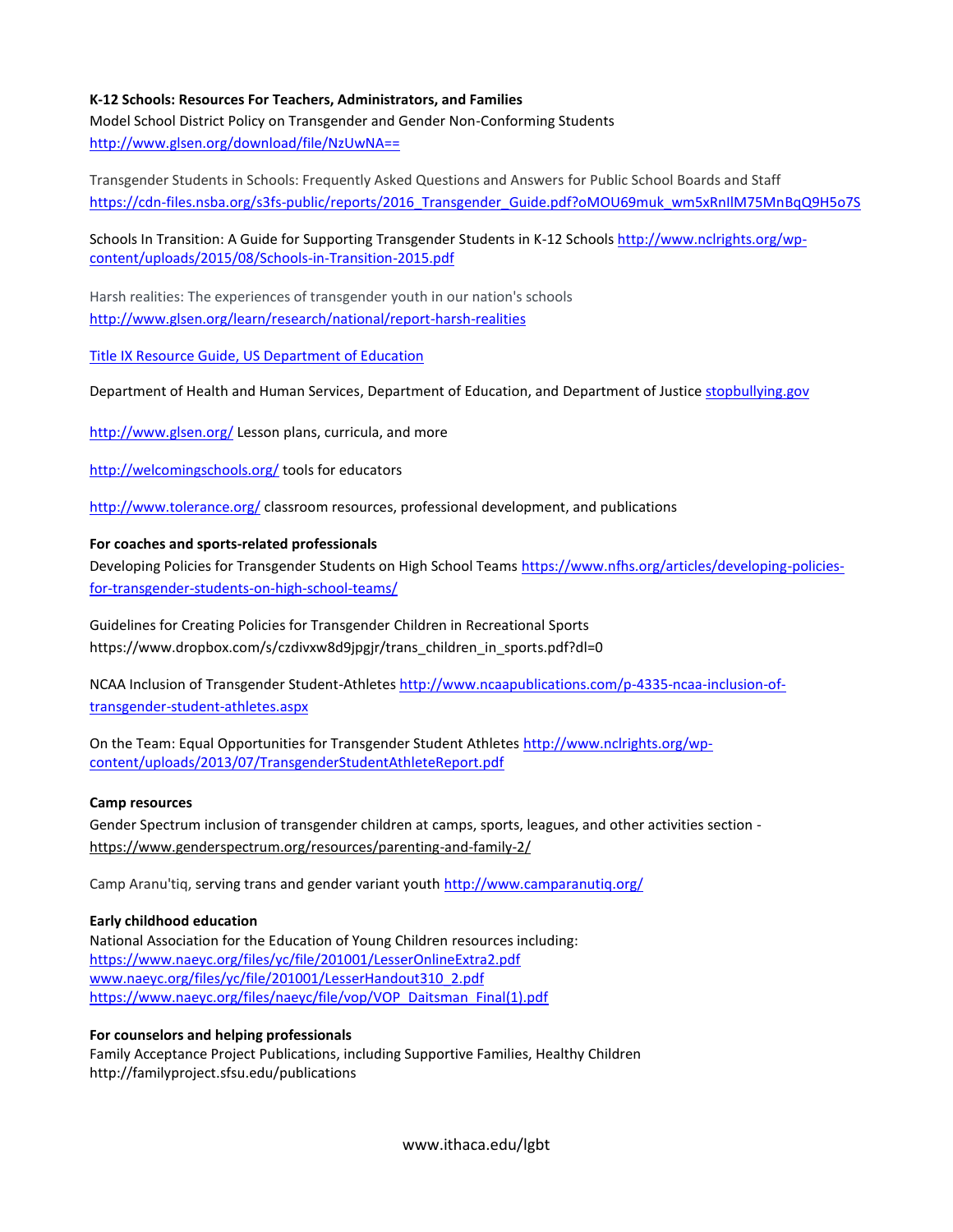**K-12 Schools: Resources For Teachers, Administrators, and Families**

Model School District Policy on Transgender and Gender Non-Conforming Students
http://www.glsen.org/download/file/NzUwNA==

Transgender Students in Schools: Frequently Asked Questions and Answers for Public School Boards and Staff
https://cdn-files.nsba.org/s3fs-public/reports/2016_Transgender_Guide.pdf?oMOU69muk_wm5xRnIlM75MnBqQ9H5o7S

Schools In Transition: A Guide for Supporting Transgender Students in K-12 Schools http://www.nclrights.org/wp-content/uploads/2015/08/Schools-in-Transition-2015.pdf

Harsh realities: The experiences of transgender youth in our nation's schools
http://www.glsen.org/learn/research/national/report-harsh-realities

Title IX Resource Guide, US Department of Education

Department of Health and Human Services, Department of Education, and Department of Justice stopbullying.gov

http://www.glsen.org/ Lesson plans, curricula, and more

http://welcomingschools.org/ tools for educators

http://www.tolerance.org/ classroom resources, professional development, and publications

**For coaches and sports-related professionals**

Developing Policies for Transgender Students on High School Teams https://www.nfhs.org/articles/developing-policies-for-transgender-students-on-high-school-teams/

Guidelines for Creating Policies for Transgender Children in Recreational Sports
https://www.dropbox.com/s/czdivxw8d9jpgjr/trans_children_in_sports.pdf?dl=0

NCAA Inclusion of Transgender Student-Athletes http://www.ncaapublications.com/p-4335-ncaa-inclusion-of-transgender-student-athletes.aspx

On the Team: Equal Opportunities for Transgender Student Athletes http://www.nclrights.org/wp-content/uploads/2013/07/TransgenderStudentAthleteReport.pdf

**Camp resources**

Gender Spectrum inclusion of transgender children at camps, sports, leagues, and other activities section - https://www.genderspectrum.org/resources/parenting-and-family-2/

Camp Aranu'tiq, serving trans and gender variant youth http://www.camparanutiq.org/

**Early childhood education**

National Association for the Education of Young Children resources including:
https://www.naeyc.org/files/yc/file/201001/LesserOnlineExtra2.pdf
www.naeyc.org/files/yc/file/201001/LesserHandout310_2.pdf
https://www.naeyc.org/files/naeyc/file/vop/VOP_Daitsman_Final(1).pdf

**For counselors and helping professionals**

Family Acceptance Project Publications, including Supportive Families, Healthy Children
http://familyproject.sfsu.edu/publications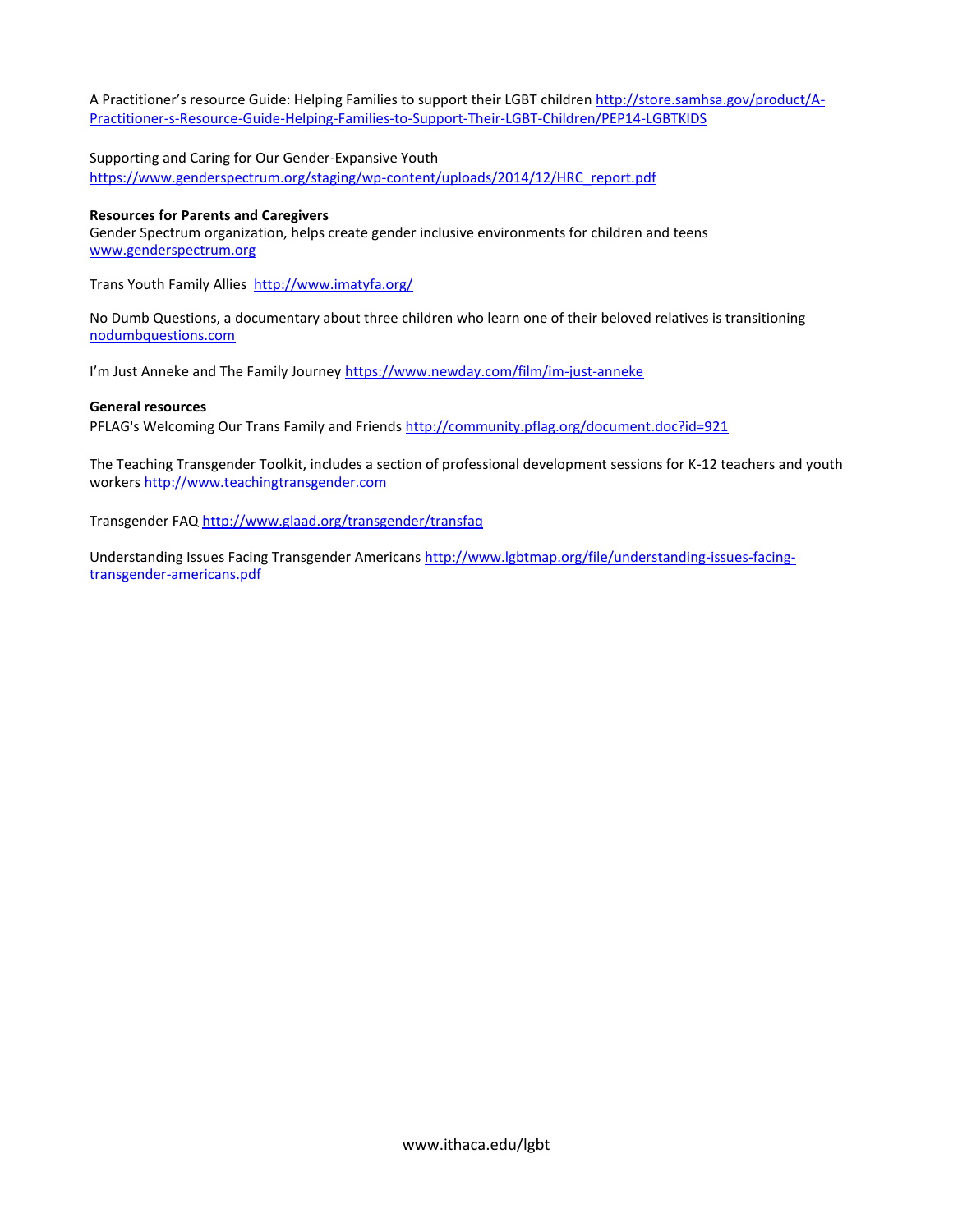A Practitioner's resource Guide: Helping Families to support their LGBT children http://store.samhsa.gov/product/A-Practitioner-s-Resource-Guide-Helping-Families-to-Support-Their-LGBT-Children/PEP14-LGBTKIDS

Supporting and Caring for Our Gender-Expansive Youth
https://www.genderspectrum.org/staging/wp-content/uploads/2014/12/HRC_report.pdf

**Resources for Parents and Caregivers**
Gender Spectrum organization, helps create gender inclusive environments for children and teens
www.genderspectrum.org

Trans Youth Family Allies http://www.imatyfa.org/

No Dumb Questions, a documentary about three children who learn one of their beloved relatives is transitioning
nodumbquestions.com

I'm Just Anneke and The Family Journey https://www.newday.com/film/im-just-anneke

**General resources**
PFLAG's Welcoming Our Trans Family and Friends http://community.pflag.org/document.doc?id=921

The Teaching Transgender Toolkit, includes a section of professional development sessions for K-12 teachers and youth workers http://www.teachingtransgender.com

Transgender FAQ http://www.glaad.org/transgender/transfaq

Understanding Issues Facing Transgender Americans http://www.lgbtmap.org/file/understanding-issues-facing-transgender-americans.pdf